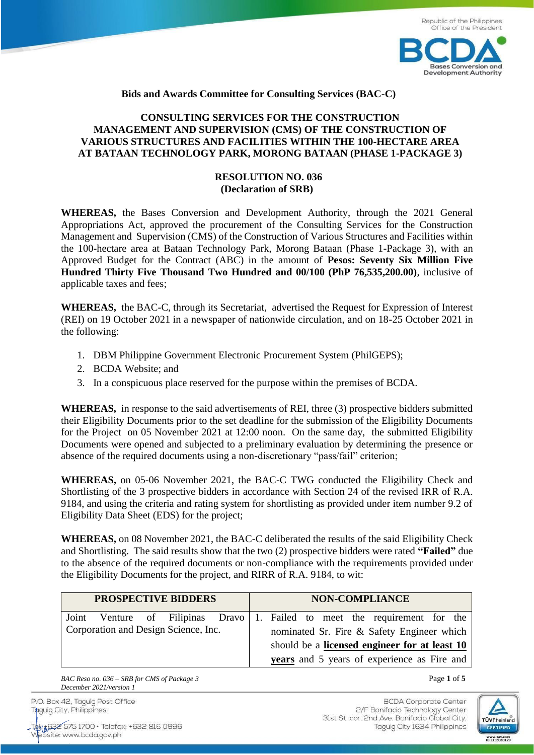**Bids and Awards Committee for Consulting Services (BAC-C)**

**CONSULTING SERVICES FOR THE CONSTRUCTION MANAGEMENT AND SUPERVISION (CMS) OF THE CONSTRUCTION OF VARIOUS STRUCTURES AND FACILITIES WITHIN THE 100-HECTARE AREA AT BATAAN TECHNOLOGY PARK, MORONG BATAAN (PHASE 1-PACKAGE 3)**

**RESOLUTION NO. 036**
**(Declaration of SRB)**

**WHEREAS,** the Bases Conversion and Development Authority, through the 2021 General Appropriations Act, approved the procurement of the Consulting Services for the Construction Management and Supervision (CMS) of the Construction of Various Structures and Facilities within the 100-hectare area at Bataan Technology Park, Morong Bataan (Phase 1-Package 3), with an Approved Budget for the Contract (ABC) in the amount of **Pesos: Seventy Six Million Five Hundred Thirty Five Thousand Two Hundred and 00/100 (PhP 76,535,200.00)**, inclusive of applicable taxes and fees;

**WHEREAS,** the BAC-C, through its Secretariat, advertised the Request for Expression of Interest (REI) on 19 October 2021 in a newspaper of nationwide circulation, and on 18-25 October 2021 in the following:

1. DBM Philippine Government Electronic Procurement System (PhilGEPS);
2. BCDA Website; and
3. In a conspicuous place reserved for the purpose within the premises of BCDA.

**WHEREAS,** in response to the said advertisements of REI, three (3) prospective bidders submitted their Eligibility Documents prior to the set deadline for the submission of the Eligibility Documents for the Project on 05 November 2021 at 12:00 noon. On the same day, the submitted Eligibility Documents were opened and subjected to a preliminary evaluation by determining the presence or absence of the required documents using a non-discretionary "pass/fail" criterion;

**WHEREAS,** on 05-06 November 2021, the BAC-C TWG conducted the Eligibility Check and Shortlisting of the 3 prospective bidders in accordance with Section 24 of the revised IRR of R.A. 9184, and using the criteria and rating system for shortlisting as provided under item number 9.2 of Eligibility Data Sheet (EDS) for the project;

**WHEREAS,** on 08 November 2021, the BAC-C deliberated the results of the said Eligibility Check and Shortlisting. The said results show that the two (2) prospective bidders were rated **"Failed"** due to the absence of the required documents or non-compliance with the requirements provided under the Eligibility Documents for the project, and RIRR of R.A. 9184, to wit:

| PROSPECTIVE BIDDERS | NON-COMPLIANCE |
|---|---|
| Joint Venture of Filipinas Dravo Corporation and Design Science, Inc. | 1. Failed to meet the requirement for the nominated Sr. Fire & Safety Engineer which should be a **<u>licensed engineer for at least 10 years</u>** and 5 years of experience as Fire and |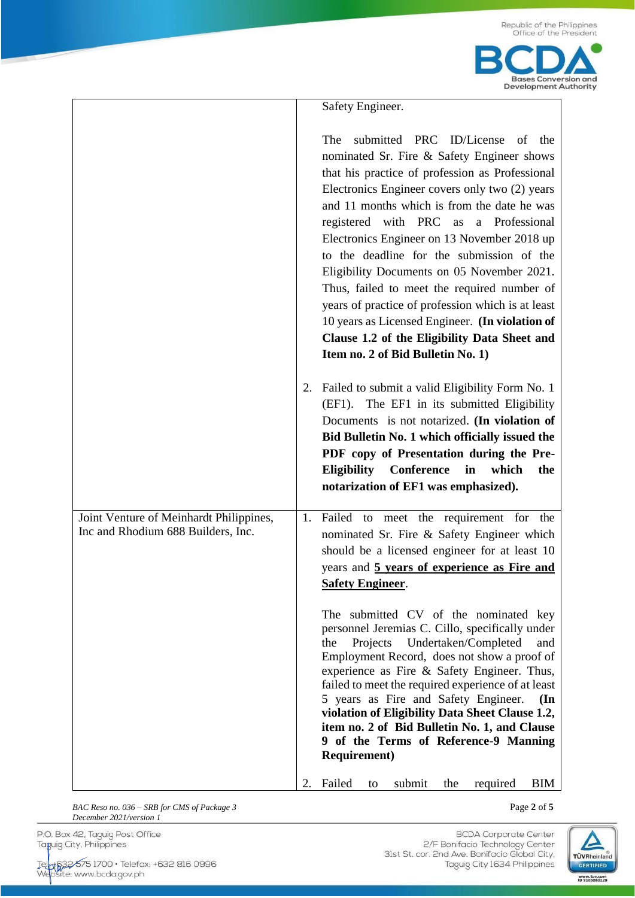| | |
|---|---|
| | Safety Engineer.<br><br>The submitted PRC ID/License of the nominated Sr. Fire & Safety Engineer shows that his practice of profession as Professional Electronics Engineer covers only two (2) years and 11 months which is from the date he was registered with PRC as a Professional Electronics Engineer on 13 November 2018 up to the deadline for the submission of the Eligibility Documents on 05 November 2021. Thus, failed to meet the required number of years of practice of profession which is at least 10 years as Licensed Engineer. **(In violation of Clause 1.2 of the Eligibility Data Sheet and Item no. 2 of Bid Bulletin No. 1)**<br><br>2. Failed to submit a valid Eligibility Form No. 1 (EF1). The EF1 in its submitted Eligibility Documents is not notarized. **(In violation of Bid Bulletin No. 1 which officially issued the PDF copy of Presentation during the Pre-Eligibility Conference in which the notarization of EF1 was emphasized).** |
| Joint Venture of Meinhardt Philippines, Inc and Rhodium 688 Builders, Inc. | 1. Failed to meet the requirement for the nominated Sr. Fire & Safety Engineer which should be a licensed engineer for at least 10 years and **<u>5 years of experience as Fire and Safety Engineer</u>**.<br><br>The submitted CV of the nominated key personnel Jeremias C. Cillo, specifically under the Projects Undertaken/Completed and Employment Record, does not show a proof of experience as Fire & Safety Engineer. Thus, failed to meet the required experience of at least 5 years as Fire and Safety Engineer. **(In violation of Eligibility Data Sheet Clause 1.2, item no. 2 of Bid Bulletin No. 1, and Clause 9 of the Terms of Reference-9 Manning Requirement)**<br><br>2. Failed to submit the required BIM |

*BAC Reso no. 036 – SRB for CMS of Package 3*
*December 2021/version 1*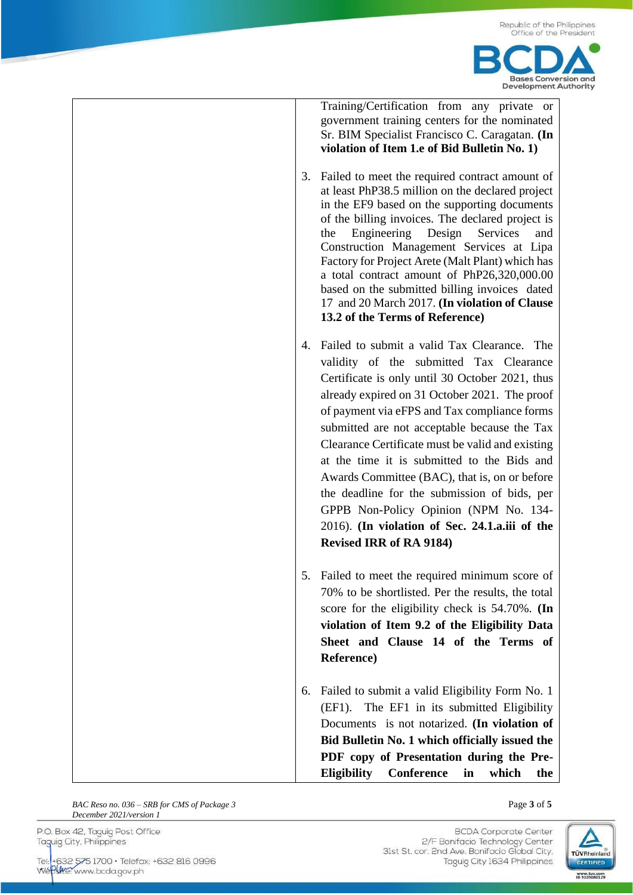| | |
|---|---|
| | Training/Certification from any private or government training centers for the nominated Sr. BIM Specialist Francisco C. Caragatan. **(In violation of Item 1.e of Bid Bulletin No. 1)**<br><br>3. Failed to meet the required contract amount of at least PhP38.5 million on the declared project in the EF9 based on the supporting documents of the billing invoices. The declared project is the Engineering Design Services and Construction Management Services at Lipa Factory for Project Arete (Malt Plant) which has a total contract amount of PhP26,320,000.00 based on the submitted billing invoices dated 17 and 20 March 2017. **(In violation of Clause 13.2 of the Terms of Reference)**<br><br>4. Failed to submit a valid Tax Clearance. The validity of the submitted Tax Clearance Certificate is only until 30 October 2021, thus already expired on 31 October 2021. The proof of payment via eFPS and Tax compliance forms submitted are not acceptable because the Tax Clearance Certificate must be valid and existing at the time it is submitted to the Bids and Awards Committee (BAC), that is, on or before the deadline for the submission of bids, per GPPB Non-Policy Opinion (NPM No. 134-2016). **(In violation of Sec. 24.1.a.iii of the Revised IRR of RA 9184)**<br><br>5. Failed to meet the required minimum score of 70% to be shortlisted. Per the results, the total score for the eligibility check is 54.70%. **(In violation of Item 9.2 of the Eligibility Data Sheet and Clause 14 of the Terms of Reference)**<br><br>6. Failed to submit a valid Eligibility Form No. 1 (EF1). The EF1 in its submitted Eligibility Documents is not notarized. **(In violation of Bid Bulletin No. 1 which officially issued the PDF copy of Presentation during the Pre-Eligibility Conference in which the** |

*BAC Reso no. 036 – SRB for CMS of Package 3*
*December 2021/version 1*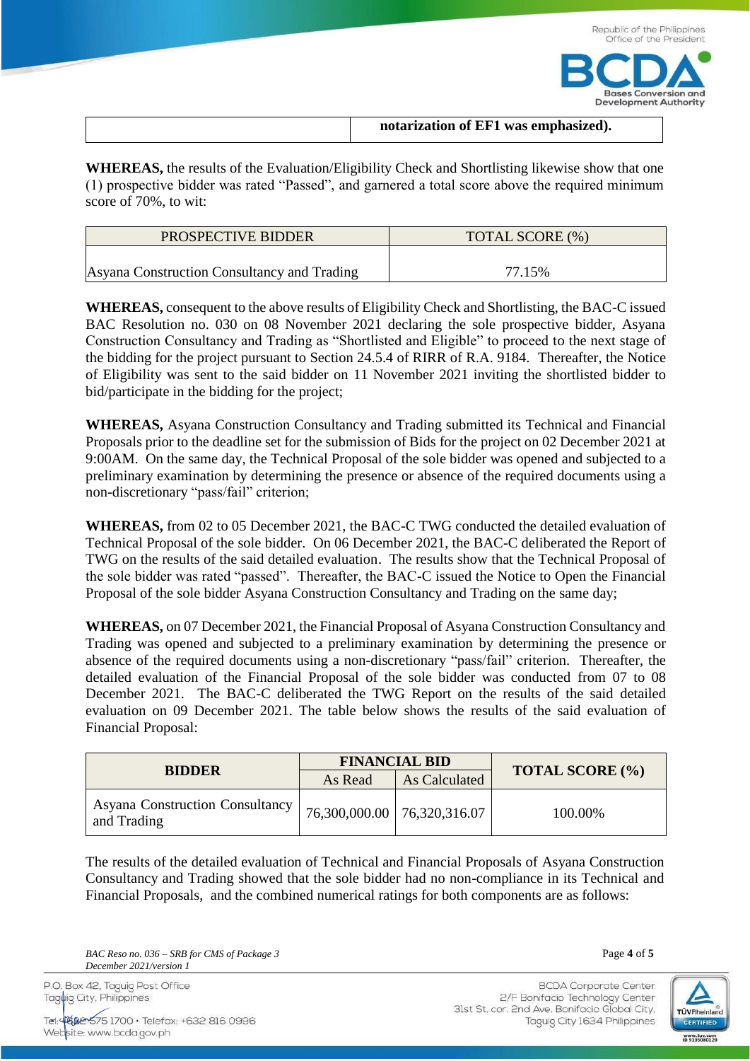| | **notarization of EF1 was emphasized).** |
|---|---|

**WHEREAS,** the results of the Evaluation/Eligibility Check and Shortlisting likewise show that one (1) prospective bidder was rated "Passed", and garnered a total score above the required minimum score of 70%, to wit:

| PROSPECTIVE BIDDER | TOTAL SCORE (%) |
|---|---|
| Asyana Construction Consultancy and Trading | 77.15% |

**WHEREAS,** consequent to the above results of Eligibility Check and Shortlisting, the BAC-C issued BAC Resolution no. 030 on 08 November 2021 declaring the sole prospective bidder, Asyana Construction Consultancy and Trading as "Shortlisted and Eligible" to proceed to the next stage of the bidding for the project pursuant to Section 24.5.4 of RIRR of R.A. 9184. Thereafter, the Notice of Eligibility was sent to the said bidder on 11 November 2021 inviting the shortlisted bidder to bid/participate in the bidding for the project;

**WHEREAS,** Asyana Construction Consultancy and Trading submitted its Technical and Financial Proposals prior to the deadline set for the submission of Bids for the project on 02 December 2021 at 9:00AM. On the same day, the Technical Proposal of the sole bidder was opened and subjected to a preliminary examination by determining the presence or absence of the required documents using a non-discretionary "pass/fail" criterion;

**WHEREAS,** from 02 to 05 December 2021, the BAC-C TWG conducted the detailed evaluation of Technical Proposal of the sole bidder. On 06 December 2021, the BAC-C deliberated the Report of TWG on the results of the said detailed evaluation. The results show that the Technical Proposal of the sole bidder was rated "passed". Thereafter, the BAC-C issued the Notice to Open the Financial Proposal of the sole bidder Asyana Construction Consultancy and Trading on the same day;

**WHEREAS,** on 07 December 2021, the Financial Proposal of Asyana Construction Consultancy and Trading was opened and subjected to a preliminary examination by determining the presence or absence of the required documents using a non-discretionary "pass/fail" criterion. Thereafter, the detailed evaluation of the Financial Proposal of the sole bidder was conducted from 07 to 08 December 2021. The BAC-C deliberated the TWG Report on the results of the said detailed evaluation on 09 December 2021. The table below shows the results of the said evaluation of Financial Proposal:

| **BIDDER** | **FINANCIAL BID** | | **TOTAL SCORE (%)** |
|---|---|---|---|
| | As Read | As Calculated | |
| Asyana Construction Consultancy and Trading | 76,300,000.00 | 76,320,316.07 | 100.00% |

The results of the detailed evaluation of Technical and Financial Proposals of Asyana Construction Consultancy and Trading showed that the sole bidder had no non-compliance in its Technical and Financial Proposals, and the combined numerical ratings for both components are as follows: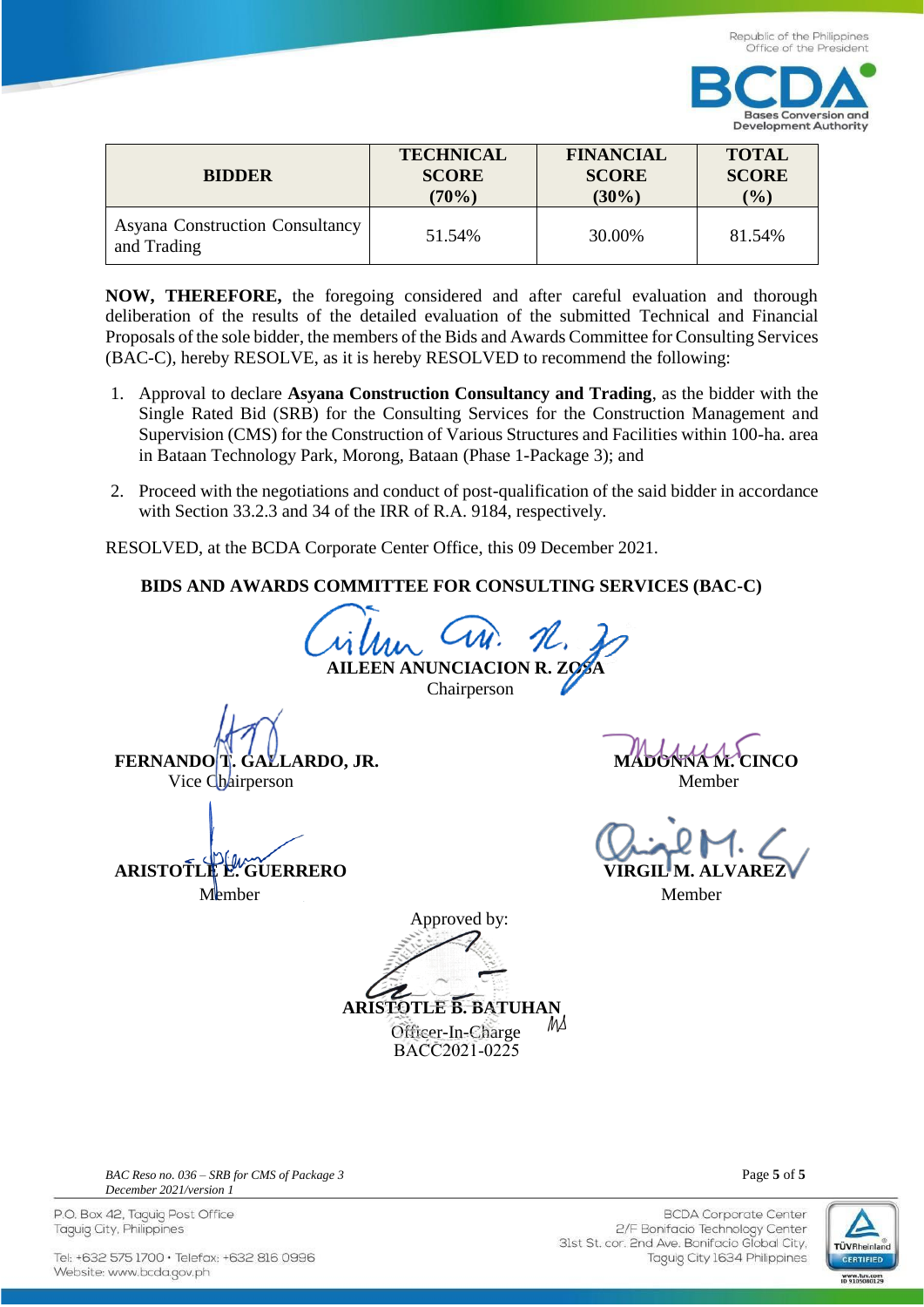| BIDDER | TECHNICAL SCORE (70%) | FINANCIAL SCORE (30%) | TOTAL SCORE (%) |
|---|---|---|---|
| Asyana Construction Consultancy and Trading | 51.54% | 30.00% | 81.54% |

**NOW, THEREFORE,** the foregoing considered and after careful evaluation and thorough deliberation of the results of the detailed evaluation of the submitted Technical and Financial Proposals of the sole bidder, the members of the Bids and Awards Committee for Consulting Services (BAC-C), hereby RESOLVE, as it is hereby RESOLVED to recommend the following:

1. Approval to declare **Asyana Construction Consultancy and Trading**, as the bidder with the Single Rated Bid (SRB) for the Consulting Services for the Construction Management and Supervision (CMS) for the Construction of Various Structures and Facilities within 100-ha. area in Bataan Technology Park, Morong, Bataan (Phase 1-Package 3); and

2. Proceed with the negotiations and conduct of post-qualification of the said bidder in accordance with Section 33.2.3 and 34 of the IRR of R.A. 9184, respectively.

RESOLVED, at the BCDA Corporate Center Office, this 09 December 2021.

**BIDS AND AWARDS COMMITTEE FOR CONSULTING SERVICES (BAC-C)**

**AILEEN ANUNCIACION R. ZOSA**
Chairperson

**FERNANDO T. GALLARDO, JR.**
Vice Chairperson

**MADONNA M. CINCO**
Member

**ARISTOTLE E. GUERRERO**
Member

**VIRGIL M. ALVAREZ**
Member

Approved by:

**ARISTOTLE B. BATUHAN**
Officer-In-Charge
BACC2021-0225